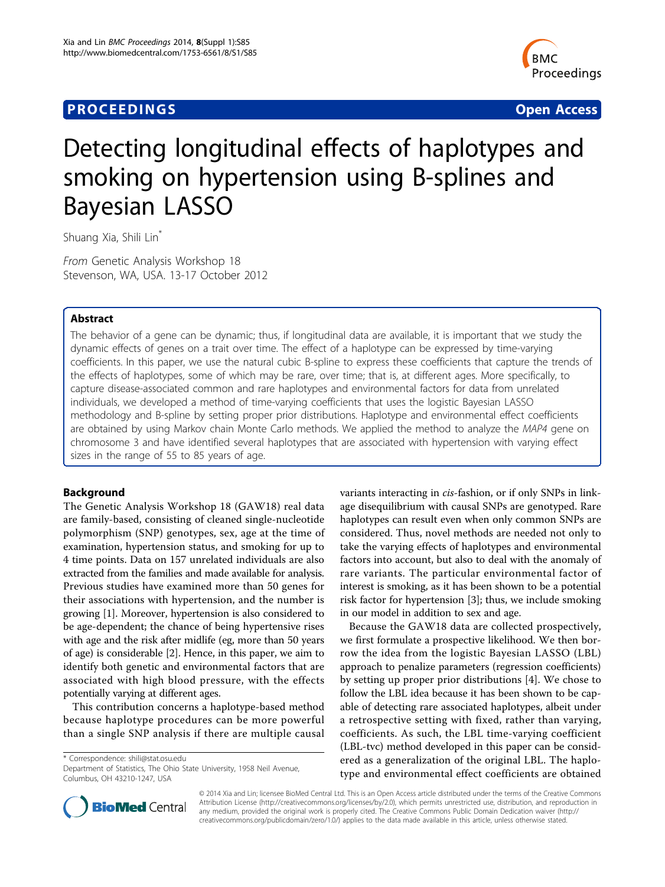**PROCEEDINGS** **Open Access**

# Detecting longitudinal effects of haplotypes and smoking on hypertension using B-splines and Bayesian LASSO

Shuang Xia, Shili Lin[*]

*From* Genetic Analysis Workshop 18
Stevenson, WA, USA. 13-17 October 2012

## Abstract

The behavior of a gene can be dynamic; thus, if longitudinal data are available, it is important that we study the dynamic effects of genes on a trait over time. The effect of a haplotype can be expressed by time-varying coefficients. In this paper, we use the natural cubic B-spline to express these coefficients that capture the trends of the effects of haplotypes, some of which may be rare, over time; that is, at different ages. More specifically, to capture disease-associated common and rare haplotypes and environmental factors for data from unrelated individuals, we developed a method of time-varying coefficients that uses the logistic Bayesian LASSO methodology and B-spline by setting proper prior distributions. Haplotype and environmental effect coefficients are obtained by using Markov chain Monte Carlo methods. We applied the method to analyze the *MAP4* gene on chromosome 3 and have identified several haplotypes that are associated with hypertension with varying effect sizes in the range of 55 to 85 years of age.

## Background

The Genetic Analysis Workshop 18 (GAW18) real data are family-based, consisting of cleaned single-nucleotide polymorphism (SNP) genotypes, sex, age at the time of examination, hypertension status, and smoking for up to 4 time points. Data on 157 unrelated individuals are also extracted from the families and made available for analysis. Previous studies have examined more than 50 genes for their associations with hypertension, and the number is growing [1]. Moreover, hypertension is also considered to be age-dependent; the chance of being hypertensive rises with age and the risk after midlife (eg, more than 50 years of age) is considerable [2]. Hence, in this paper, we aim to identify both genetic and environmental factors that are associated with high blood pressure, with the effects potentially varying at different ages.

This contribution concerns a haplotype-based method because haplotype procedures can be more powerful than a single SNP analysis if there are multiple causal variants interacting in *cis*-fashion, or if only SNPs in linkage disequilibrium with causal SNPs are genotyped. Rare haplotypes can result even when only common SNPs are considered. Thus, novel methods are needed not only to take the varying effects of haplotypes and environmental factors into account, but also to deal with the anomaly of rare variants. The particular environmental factor of interest is smoking, as it has been shown to be a potential risk factor for hypertension [3]; thus, we include smoking in our model in addition to sex and age.

Because the GAW18 data are collected prospectively, we first formulate a prospective likelihood. We then borrow the idea from the logistic Bayesian LASSO (LBL) approach to penalize parameters (regression coefficients) by setting up proper prior distributions [4]. We chose to follow the LBL idea because it has been shown to be capable of detecting rare associated haplotypes, albeit under a retrospective setting with fixed, rather than varying, coefficients. As such, the LBL time-varying coefficient (LBL-tvc) method developed in this paper can be considered as a generalization of the original LBL. The haplotype and environmental effect coefficients are obtained

\* Correspondence: shili@stat.osu.edu
Department of Statistics, The Ohio State University, 1958 Neil Avenue, Columbus, OH 43210-1247, USA

© 2014 Xia and Lin; licensee BioMed Central Ltd. This is an Open Access article distributed under the terms of the Creative Commons Attribution License (http://creativecommons.org/licenses/by/2.0), which permits unrestricted use, distribution, and reproduction in any medium, provided the original work is properly cited. The Creative Commons Public Domain Dedication waiver (http://creativecommons.org/publicdomain/zero/1.0/) applies to the data made available in this article, unless otherwise stated.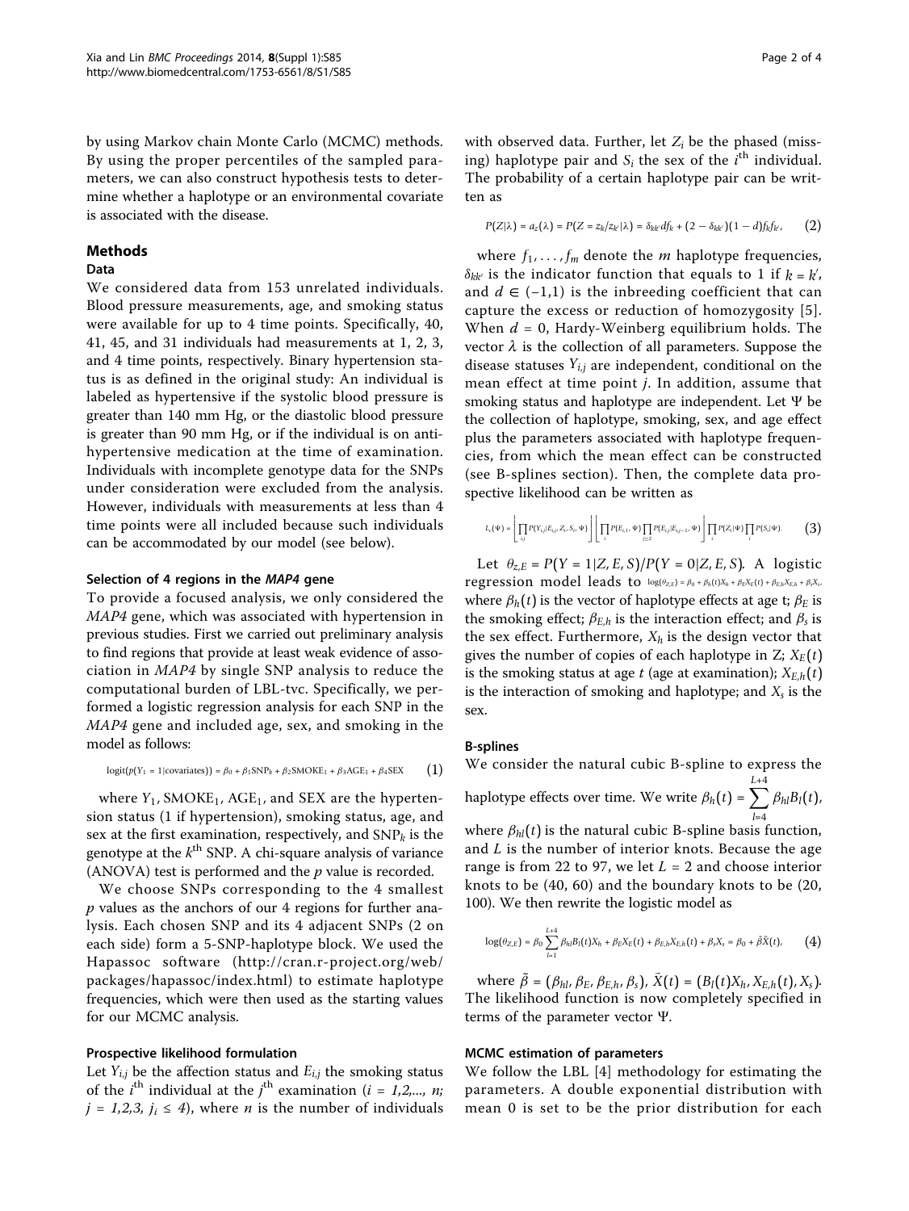by using Markov chain Monte Carlo (MCMC) methods. By using the proper percentiles of the sampled parameters, we can also construct hypothesis tests to determine whether a haplotype or an environmental covariate is associated with the disease.

## Methods

### Data

We considered data from 153 unrelated individuals. Blood pressure measurements, age, and smoking status were available for up to 4 time points. Specifically, 40, 41, 45, and 31 individuals had measurements at 1, 2, 3, and 4 time points, respectively. Binary hypertension status is as defined in the original study: An individual is labeled as hypertensive if the systolic blood pressure is greater than 140 mm Hg, or the diastolic blood pressure is greater than 90 mm Hg, or if the individual is on antihypertensive medication at the time of examination. Individuals with incomplete genotype data for the SNPs under consideration were excluded from the analysis. However, individuals with measurements at less than 4 time points were all included because such individuals can be accommodated by our model (see below).

#### Selection of 4 regions in the *MAP4* gene

To provide a focused analysis, we only considered the *MAP4* gene, which was associated with hypertension in previous studies. First we carried out preliminary analysis to find regions that provide at least weak evidence of association in *MAP4* by single SNP analysis to reduce the computational burden of LBL-tvc. Specifically, we performed a logistic regression analysis for each SNP in the *MAP4* gene and included age, sex, and smoking in the model as follows:

$$\text{logit}(p(Y_1 = 1|\text{covariates})) = \beta_0 + \beta_1 \text{SNP}_k + \beta_2 \text{SMOKE}_1 + \beta_3 \text{AGE}_1 + \beta_4 \text{SEX} \qquad (1)$$

where $Y_1$, $\text{SMOKE}_1$, $\text{AGE}_1$, and SEX are the hypertension status (1 if hypertension), smoking status, age, and sex at the first examination, respectively, and $\text{SNP}_k$ is the genotype at the $k^{\text{th}}$ SNP. A chi-square analysis of variance (ANOVA) test is performed and the $p$ value is recorded.

We choose SNPs corresponding to the 4 smallest $p$ values as the anchors of our 4 regions for further analysis. Each chosen SNP and its 4 adjacent SNPs (2 on each side) form a 5-SNP-haplotype block. We used the Hapassoc software (http://cran.r-project.org/web/packages/hapassoc/index.html) to estimate haplotype frequencies, which were then used as the starting values for our MCMC analysis.

#### Prospective likelihood formulation

Let $Y_{i,j}$ be the affection status and $E_{i,j}$ the smoking status of the $i^{\text{th}}$ individual at the $j^{\text{th}}$ examination ($i = 1,2,..., n$; $j = 1,2,3$, $j_i \leq 4$), where $n$ is the number of individuals with observed data. Further, let $Z_i$ be the phased (missing) haplotype pair and $S_i$ the sex of the $i^{\text{th}}$ individual. The probability of a certain haplotype pair can be written as

$$P(Z|\lambda) = a_z(\lambda) = P(Z = z_k/z_{k'}|\lambda) = \delta_{kk'} d f_k + (2 - \delta_{kk'})(1 - d) f_k f_{k'}, \qquad (2)$$

where $f_1, \ldots, f_m$ denote the $m$ haplotype frequencies, $\delta_{kk'}$ is the indicator function that equals to 1 if $k = k'$, and $d \in (-1,1)$ is the inbreeding coefficient that can capture the excess or reduction of homozygosity [5]. When $d = 0$, Hardy-Weinberg equilibrium holds. The vector $\lambda$ is the collection of all parameters. Suppose the disease statuses $Y_{i,j}$ are independent, conditional on the mean effect at time point $j$. In addition, assume that smoking status and haplotype are independent. Let $\Psi$ be the collection of haplotype, smoking, sex, and age effect plus the parameters associated with haplotype frequencies, from which the mean effect can be constructed (see B-splines section). Then, the complete data prospective likelihood can be written as

$$L_c(\Psi) = \left[\prod_{i,j} P(Y_{i,j}|E_{i,j}, Z_i, S_i, \Psi)\right]\left[\prod_i P(E_{i,1}, \Psi)\prod_{j\geq 2} P(E_{i,j}|E_{i,j-1}, \Psi)\right]\prod_i P(Z_i|\Psi)\prod_i P(S_i|\Psi). \qquad (3)$$

Let $\theta_{z,E} = P(Y = 1|Z, E, S)/P(Y = 0|Z, E, S)$. A logistic regression model leads to $\log(\theta_{Z,E}) = \beta_0 + \beta_h(t)X_h + \beta_E X_E(t) + \beta_{E,h}X_{E,h} + \beta_s X_s$, where $\beta_h(t)$ is the vector of haplotype effects at age t; $\beta_E$ is the smoking effect; $\beta_{E,h}$ is the interaction effect; and $\beta_s$ is the sex effect. Furthermore, $X_h$ is the design vector that gives the number of copies of each haplotype in Z; $X_E(t)$ is the smoking status at age $t$ (age at examination); $X_{E,h}(t)$ is the interaction of smoking and haplotype; and $X_s$ is the sex.

#### B-splines

We consider the natural cubic B-spline to express the haplotype effects over time. We write $\beta_h(t) = \sum_{l=4}^{L+4} \beta_{hl} B_l(t)$, where $\beta_{hl}(t)$ is the natural cubic B-spline basis function, and $L$ is the number of interior knots. Because the age range is from 22 to 97, we let $L = 2$ and choose interior knots to be (40, 60) and the boundary knots to be (20, 100). We then rewrite the logistic model as

$$\log(\theta_{Z,E}) = \beta_0 \sum_{l=1}^{L+4} \beta_{hl} B_l(t) X_h + \beta_E X_E(t) + \beta_{E,h} X_{E,h}(t) + \beta_s X_s = \beta_0 + \tilde{\beta}\tilde{X}(t), \qquad (4)$$

where $\tilde{\beta} = (\beta_{hl}, \beta_E, \beta_{E,h}, \beta_s)$, $\tilde{X}(t) = (B_l(t)X_h, X_{E,h}(t), X_s)$. The likelihood function is now completely specified in terms of the parameter vector $\Psi$.

#### MCMC estimation of parameters

We follow the LBL [4] methodology for estimating the parameters. A double exponential distribution with mean 0 is set to be the prior distribution for each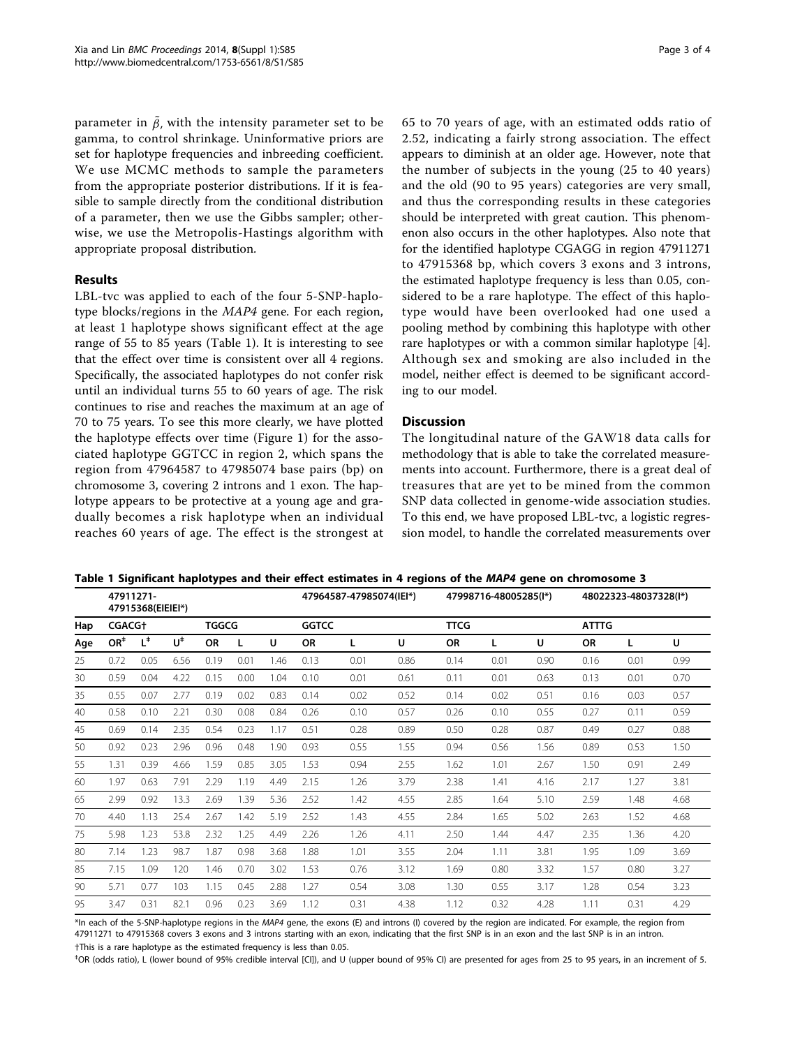parameter in $\tilde{\beta}$, with the intensity parameter set to be gamma, to control shrinkage. Uninformative priors are set for haplotype frequencies and inbreeding coefficient. We use MCMC methods to sample the parameters from the appropriate posterior distributions. If it is feasible to sample directly from the conditional distribution of a parameter, then we use the Gibbs sampler; otherwise, we use the Metropolis-Hastings algorithm with appropriate proposal distribution.

## Results

LBL-tvc was applied to each of the four 5-SNP-haplotype blocks/regions in the *MAP4* gene. For each region, at least 1 haplotype shows significant effect at the age range of 55 to 85 years (Table 1). It is interesting to see that the effect over time is consistent over all 4 regions. Specifically, the associated haplotypes do not confer risk until an individual turns 55 to 60 years of age. The risk continues to rise and reaches the maximum at an age of 70 to 75 years. To see this more clearly, we have plotted the haplotype effects over time (Figure 1) for the associated haplotype GGTCC in region 2, which spans the region from 47964587 to 47985074 base pairs (bp) on chromosome 3, covering 2 introns and 1 exon. The haplotype appears to be protective at a young age and gradually becomes a risk haplotype when an individual reaches 60 years of age. The effect is the strongest at 65 to 70 years of age, with an estimated odds ratio of 2.52, indicating a fairly strong association. The effect appears to diminish at an older age. However, note that the number of subjects in the young (25 to 40 years) and the old (90 to 95 years) categories are very small, and thus the corresponding results in these categories should be interpreted with great caution. This phenomenon also occurs in the other haplotypes. Also note that for the identified haplotype CGAGG in region 47911271 to 47915368 bp, which covers 3 exons and 3 introns, the estimated haplotype frequency is less than 0.05, considered to be a rare haplotype. The effect of this haplotype would have been overlooked had one used a pooling method by combining this haplotype with other rare haplotypes or with a common similar haplotype [4]. Although sex and smoking are also included in the model, neither effect is deemed to be significant according to our model.

## Discussion

The longitudinal nature of the GAW18 data calls for methodology that is able to take the correlated measurements into account. Furthermore, there is a great deal of treasures that are yet to be mined from the common SNP data collected in genome-wide association studies. To this end, we have proposed LBL-tvc, a logistic regression model, to handle the correlated measurements over

**Table 1 Significant haplotypes and their effect estimates in 4 regions of the *MAP4* gene on chromosome 3**

| | 47911271-47915368(EIEIEI*) | | | | | | 47964587-47985074(IEI*) | | | 47998716-48005285(I*) | | | 48022323-48037328(I*) | | |
|---|---|---|---|---|---|---|---|---|---|---|---|---|---|---|---|
| Hap | CGACG† | | | TGGCG | | | GGTCC | | | TTCG | | | ATTTG | | |
| Age | OR‡ | L‡ | U‡ | OR | L | U | OR | L | U | OR | L | U | OR | L | U |
| 25 | 0.72 | 0.05 | 6.56 | 0.19 | 0.01 | 1.46 | 0.13 | 0.01 | 0.86 | 0.14 | 0.01 | 0.90 | 0.16 | 0.01 | 0.99 |
| 30 | 0.59 | 0.04 | 4.22 | 0.15 | 0.00 | 1.04 | 0.10 | 0.01 | 0.61 | 0.11 | 0.01 | 0.63 | 0.13 | 0.01 | 0.70 |
| 35 | 0.55 | 0.07 | 2.77 | 0.19 | 0.02 | 0.83 | 0.14 | 0.02 | 0.52 | 0.14 | 0.02 | 0.51 | 0.16 | 0.03 | 0.57 |
| 40 | 0.58 | 0.10 | 2.21 | 0.30 | 0.08 | 0.84 | 0.26 | 0.10 | 0.57 | 0.26 | 0.10 | 0.55 | 0.27 | 0.11 | 0.59 |
| 45 | 0.69 | 0.14 | 2.35 | 0.54 | 0.23 | 1.17 | 0.51 | 0.28 | 0.89 | 0.50 | 0.28 | 0.87 | 0.49 | 0.27 | 0.88 |
| 50 | 0.92 | 0.23 | 2.96 | 0.96 | 0.48 | 1.90 | 0.93 | 0.55 | 1.55 | 0.94 | 0.56 | 1.56 | 0.89 | 0.53 | 1.50 |
| 55 | 1.31 | 0.39 | 4.66 | 1.59 | 0.85 | 3.05 | 1.53 | 0.94 | 2.55 | 1.62 | 1.01 | 2.67 | 1.50 | 0.91 | 2.49 |
| 60 | 1.97 | 0.63 | 7.91 | 2.29 | 1.19 | 4.49 | 2.15 | 1.26 | 3.79 | 2.38 | 1.41 | 4.16 | 2.17 | 1.27 | 3.81 |
| 65 | 2.99 | 0.92 | 13.3 | 2.69 | 1.39 | 5.36 | 2.52 | 1.42 | 4.55 | 2.85 | 1.64 | 5.10 | 2.59 | 1.48 | 4.68 |
| 70 | 4.40 | 1.13 | 25.4 | 2.67 | 1.42 | 5.19 | 2.52 | 1.43 | 4.55 | 2.84 | 1.65 | 5.02 | 2.63 | 1.52 | 4.68 |
| 75 | 5.98 | 1.23 | 53.8 | 2.32 | 1.25 | 4.49 | 2.26 | 1.26 | 4.11 | 2.50 | 1.44 | 4.47 | 2.35 | 1.36 | 4.20 |
| 80 | 7.14 | 1.23 | 98.7 | 1.87 | 0.98 | 3.68 | 1.88 | 1.01 | 3.55 | 2.04 | 1.11 | 3.81 | 1.95 | 1.09 | 3.69 |
| 85 | 7.15 | 1.09 | 120 | 1.46 | 0.70 | 3.02 | 1.53 | 0.76 | 3.12 | 1.69 | 0.80 | 3.32 | 1.57 | 0.80 | 3.27 |
| 90 | 5.71 | 0.77 | 103 | 1.15 | 0.45 | 2.88 | 1.27 | 0.54 | 3.08 | 1.30 | 0.55 | 3.17 | 1.28 | 0.54 | 3.23 |
| 95 | 3.47 | 0.31 | 82.1 | 0.96 | 0.23 | 3.69 | 1.12 | 0.31 | 4.38 | 1.12 | 0.32 | 4.28 | 1.11 | 0.31 | 4.29 |

*In each of the 5-SNP-haplotype regions in the *MAP4* gene, the exons (E) and introns (I) covered by the region are indicated. For example, the region from 47911271 to 47915368 covers 3 exons and 3 introns starting with an exon, indicating that the first SNP is in an exon and the last SNP is in an intron.

†This is a rare haplotype as the estimated frequency is less than 0.05.

‡OR (odds ratio), L (lower bound of 95% credible interval [CI]), and U (upper bound of 95% CI) are presented for ages from 25 to 95 years, in an increment of 5.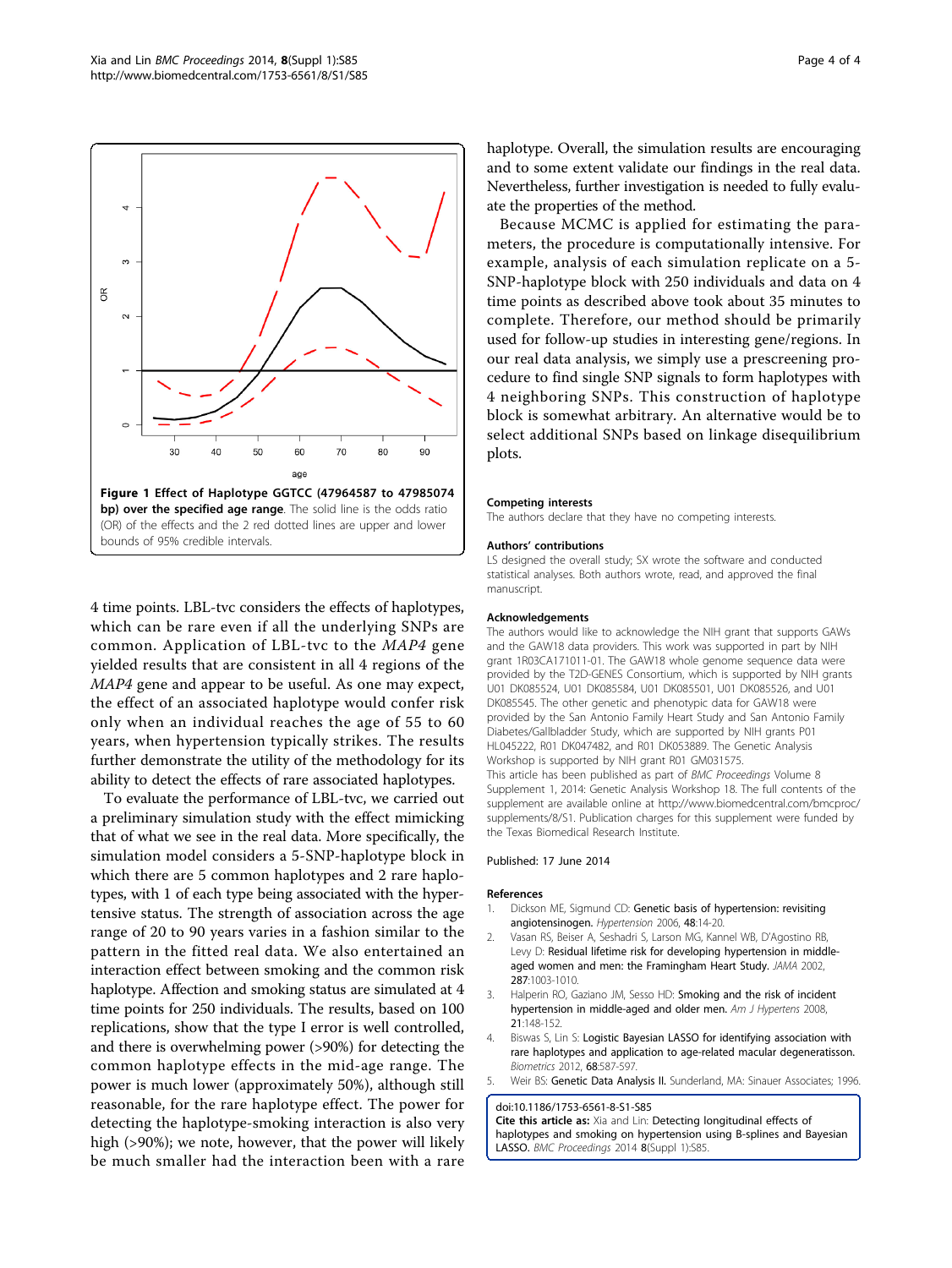OR

4

3

2

1

0

30 40 50 60 70 80 90

age

**Figure 1 Effect of Haplotype GGTCC (47964587 to 47985074 bp) over the specified age range**. The solid line is the odds ratio (OR) of the effects and the 2 red dotted lines are upper and lower bounds of 95% credible intervals.

4 time points. LBL-tvc considers the effects of haplotypes, which can be rare even if all the underlying SNPs are common. Application of LBL-tvc to the *MAP4* gene yielded results that are consistent in all 4 regions of the *MAP4* gene and appear to be useful. As one may expect, the effect of an associated haplotype would confer risk only when an individual reaches the age of 55 to 60 years, when hypertension typically strikes. The results further demonstrate the utility of the methodology for its ability to detect the effects of rare associated haplotypes.

To evaluate the performance of LBL-tvc, we carried out a preliminary simulation study with the effect mimicking that of what we see in the real data. More specifically, the simulation model considers a 5-SNP-haplotype block in which there are 5 common haplotypes and 2 rare haplotypes, with 1 of each type being associated with the hypertensive status. The strength of association across the age range of 20 to 90 years varies in a fashion similar to the pattern in the fitted real data. We also entertained an interaction effect between smoking and the common risk haplotype. Affection and smoking status are simulated at 4 time points for 250 individuals. The results, based on 100 replications, show that the type I error is well controlled, and there is overwhelming power (>90%) for detecting the common haplotype effects in the mid-age range. The power is much lower (approximately 50%), although still reasonable, for the rare haplotype effect. The power for detecting the haplotype-smoking interaction is also very high (>90%); we note, however, that the power will likely be much smaller had the interaction been with a rare haplotype. Overall, the simulation results are encouraging and to some extent validate our findings in the real data. Nevertheless, further investigation is needed to fully evaluate the properties of the method.

Because MCMC is applied for estimating the parameters, the procedure is computationally intensive. For example, analysis of each simulation replicate on a 5-SNP-haplotype block with 250 individuals and data on 4 time points as described above took about 35 minutes to complete. Therefore, our method should be primarily used for follow-up studies in interesting gene/regions. In our real data analysis, we simply use a prescreening procedure to find single SNP signals to form haplotypes with 4 neighboring SNPs. This construction of haplotype block is somewhat arbitrary. An alternative would be to select additional SNPs based on linkage disequilibrium plots.

### Competing interests

The authors declare that they have no competing interests.

### Authors' contributions

LS designed the overall study; SX wrote the software and conducted statistical analyses. Both authors wrote, read, and approved the final manuscript.

### Acknowledgements

The authors would like to acknowledge the NIH grant that supports GAWs and the GAW18 data providers. This work was supported in part by NIH grant 1R03CA171011-01. The GAW18 whole genome sequence data were provided by the T2D-GENES Consortium, which is supported by NIH grants U01 DK085524, U01 DK085584, U01 DK085501, U01 DK085526, and U01 DK085545. The other genetic and phenotypic data for GAW18 were provided by the San Antonio Family Heart Study and San Antonio Family Diabetes/Gallbladder Study, which are supported by NIH grants P01 HL045222, R01 DK047482, and R01 DK053889. The Genetic Analysis Workshop is supported by NIH grant R01 GM031575.

This article has been published as part of *BMC Proceedings* Volume 8 Supplement 1, 2014: Genetic Analysis Workshop 18. The full contents of the supplement are available online at http://www.biomedcentral.com/bmcproc/supplements/8/S1. Publication charges for this supplement were funded by the Texas Biomedical Research Institute.

Published: 17 June 2014

### References

1. Dickson ME, Sigmund CD: **Genetic basis of hypertension: revisiting angiotensinogen.** *Hypertension* 2006, **48**:14-20.
2. Vasan RS, Beiser A, Seshadri S, Larson MG, Kannel WB, D'Agostino RB, Levy D: **Residual lifetime risk for developing hypertension in middle-aged women and men: the Framingham Heart Study.** *JAMA* 2002, **287**:1003-1010.
3. Halperin RO, Gaziano JM, Sesso HD: **Smoking and the risk of incident hypertension in middle-aged and older men.** *Am J Hypertens* 2008, **21**:148-152.
4. Biswas S, Lin S: **Logistic Bayesian LASSO for identifying association with rare haplotypes and application to age-related macular degeneratisson.** *Biometrics* 2012, **68**:587-597.
5. Weir BS: **Genetic Data Analysis II.** Sunderland, MA: Sinauer Associates; 1996.

doi:10.1186/1753-6561-8-S1-S85

**Cite this article as:** Xia and Lin: Detecting longitudinal effects of haplotypes and smoking on hypertension using B-splines and Bayesian LASSO. *BMC Proceedings* 2014 8(Suppl 1):S85.